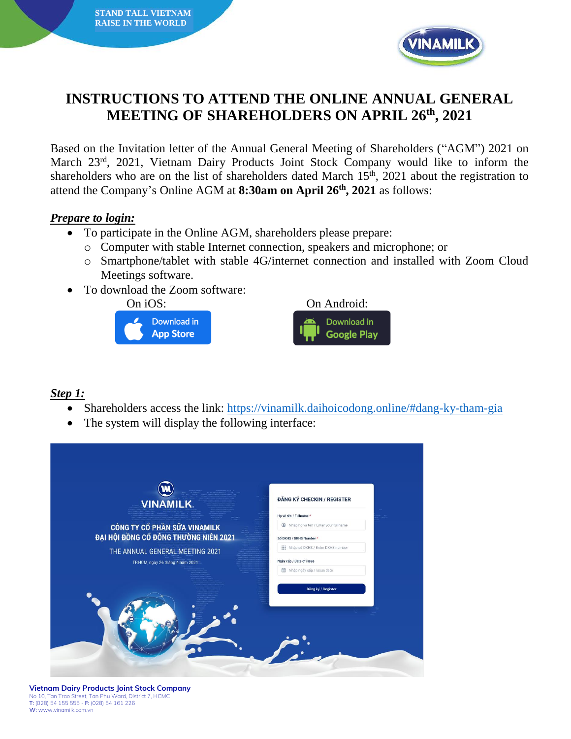STAND TALL VIETNAM
RAISE IN THE WORLD

# INSTRUCTIONS TO ATTEND THE ONLINE ANNUAL GENERAL MEETING OF SHAREHOLDERS ON APRIL 26th, 2021

Based on the Invitation letter of the Annual General Meeting of Shareholders ("AGM") 2021 on March 23rd, 2021, Vietnam Dairy Products Joint Stock Company would like to inform the shareholders who are on the list of shareholders dated March 15th, 2021 about the registration to attend the Company's Online AGM at **8:30am on April 26th, 2021** as follows:

***Prepare to login:***

- To participate in the Online AGM, shareholders please prepare:
  - Computer with stable Internet connection, speakers and microphone; or
  - Smartphone/tablet with stable 4G/internet connection and installed with Zoom Cloud Meetings software.
- To download the Zoom software:

On iOS: Download in App Store

On Android: Download in Google Play

***Step 1:***

- Shareholders access the link: https://vinamilk.daihoicodong.online/#dang-ky-tham-gia
- The system will display the following interface:

VINAMILK
CÔNG TY CỔ PHẦN SỮA VINAMILK
ĐẠI HỘI ĐỒNG CỔ ĐÔNG THƯỜNG NIÊN 2021
THE ANNUAL GENERAL MEETING 2021
TP.HCM, ngày 26 tháng 4 năm 2021

ĐĂNG KÝ CHECKIN / REGISTER
Họ và tên / Fullname *
Nhập họ và tên / Enter your fullname
Số ĐKHS / DKHS Number *
Nhập số ĐKHS / Enter DKHS number
Ngày cấp / Date of issue
Nhập ngày cấp / Issue date
Đăng ký / Register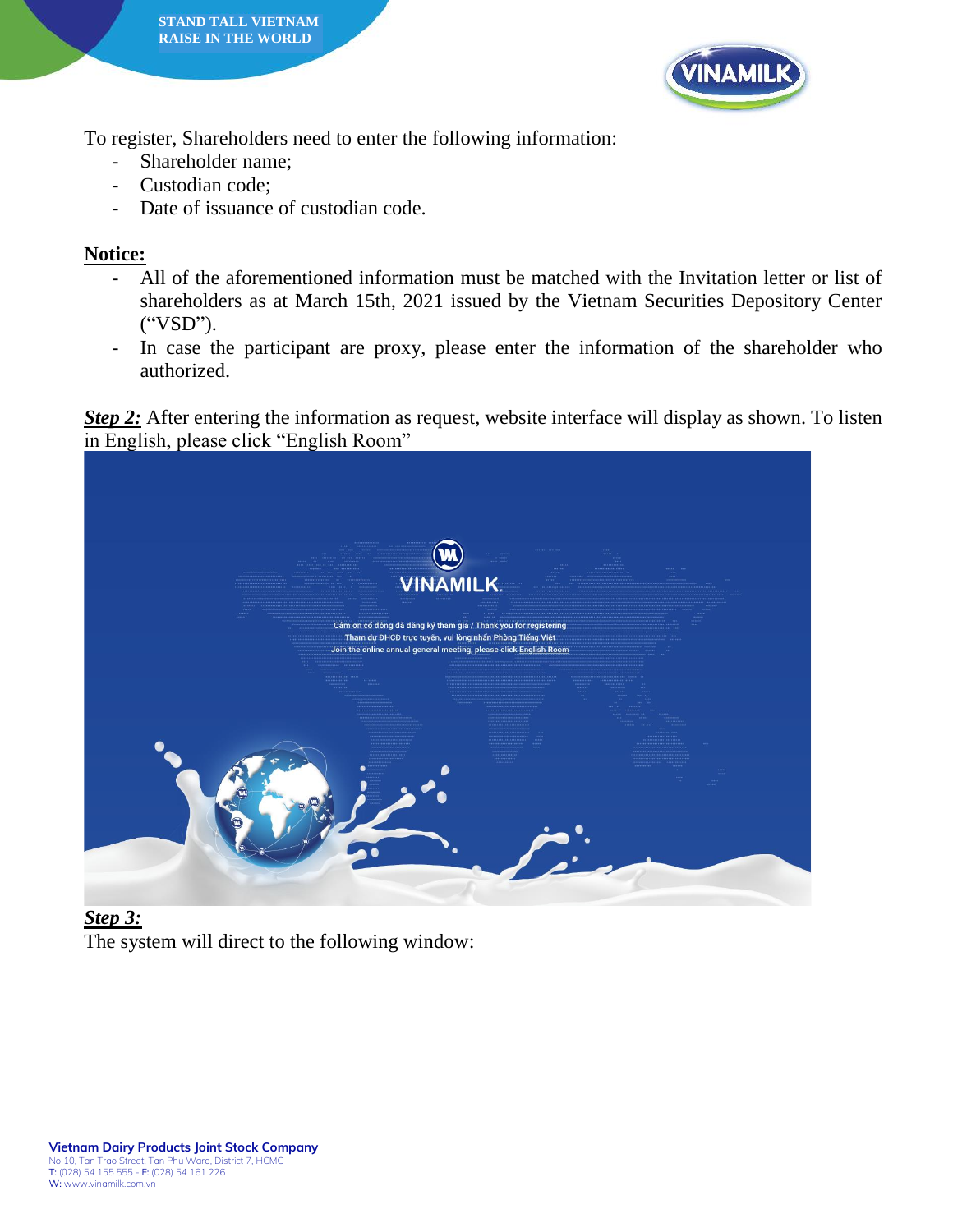To register, Shareholders need to enter the following information:

- Shareholder name;
- Custodian code;
- Date of issuance of custodian code.

**Notice:**

- All of the aforementioned information must be matched with the Invitation letter or list of shareholders as at March 15th, 2021 issued by the Vietnam Securities Depository Center ("VSD").
- In case the participant are proxy, please enter the information of the shareholder who authorized.

***Step 2:*** After entering the information as request, website interface will display as shown. To listen in English, please click "English Room"

***Step 3:***

The system will direct to the following window: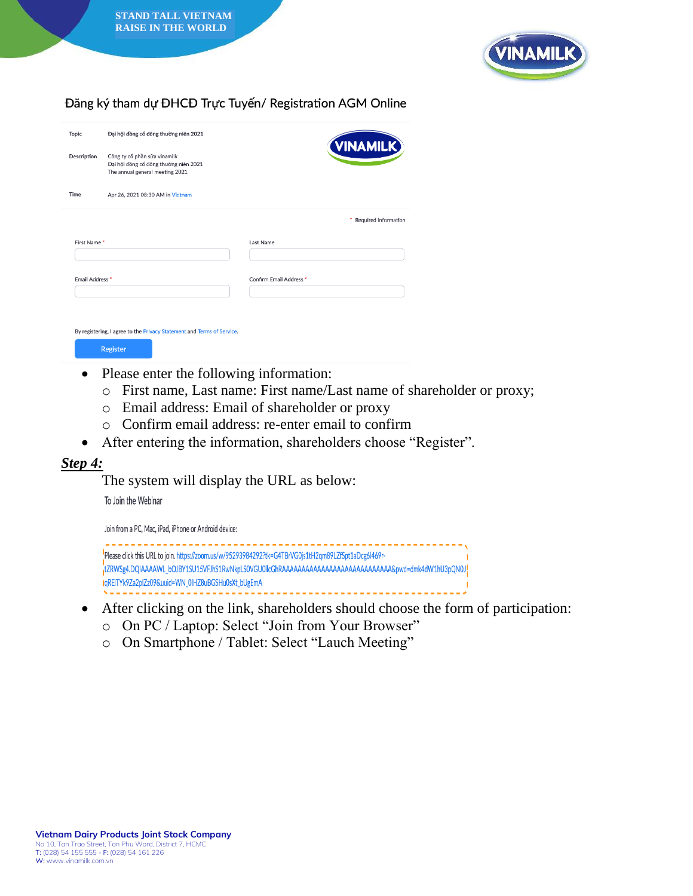Đăng ký tham dự ĐHCĐ Trực Tuyến/ Registration AGM Online

Topic: Đại hội đồng cổ đông thường niên 2021

Description: Công ty cổ phần sữa vinamilk
Đại hội đồng cổ đông thường niên 2021
The annual general meeting 2021

Time: Apr 26, 2021 08:30 AM in Vietnam

* Required information

First Name *

Last Name

Email Address *

Confirm Email Address *

By registering, I agree to the Privacy Statement and Terms of Service.

Register

- Please enter the following information:
  - First name, Last name: First name/Last name of shareholder or proxy;
  - Email address: Email of shareholder or proxy
  - Confirm email address: re-enter email to confirm
- After entering the information, shareholders choose "Register".

***Step 4:***

The system will display the URL as below:

To Join the Webinar

Join from a PC, Mac, iPad, iPhone or Android device:

Please click this URL to join. https://zoom.us/w/95293984292?tk=G4TBrVG0js1tH2qm89LZfSpt1aDcg6I469r-tZRWSg4.DQIAAAAWL_bOJBY1SU15VFJhS1RwNkpLS0VGU0llcGhRAAAAAAAAAAAAAAAAAAAAAAAAAAAAAA&pwd=dmk4dW1hU3pQN0JqREITYk9Za2pIZz09&uuid=WN_0IHZ8uBGSHu0sXt_bUgEmA

- After clicking on the link, shareholders should choose the form of participation:
  - On PC / Laptop: Select "Join from Your Browser"
  - On Smartphone / Tablet: Select "Lauch Meeting"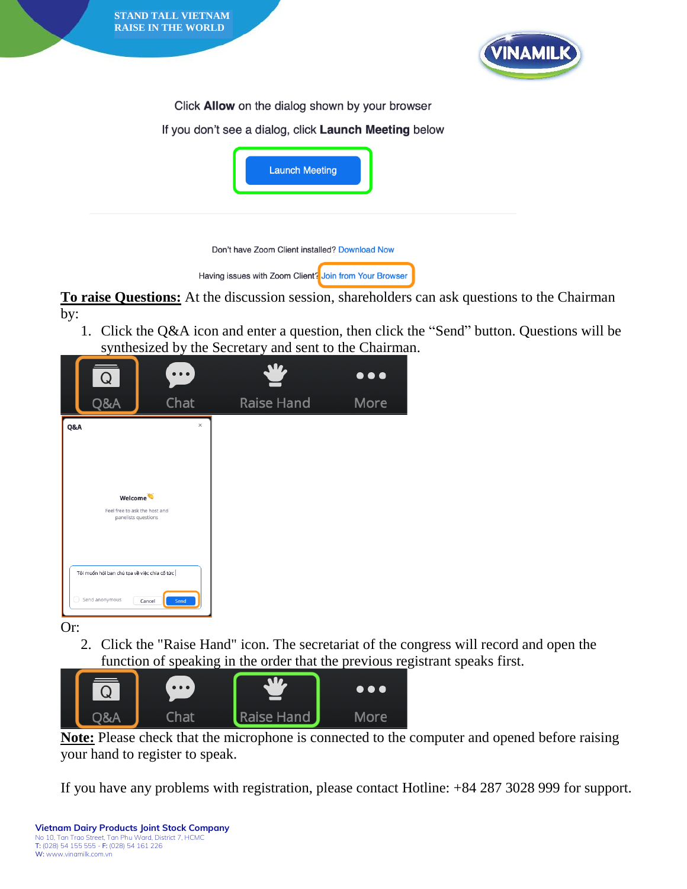Click **Allow** on the dialog shown by your browser

If you don't see a dialog, click **Launch Meeting** below

Launch Meeting

Don't have Zoom Client installed? Download Now

Having issues with Zoom Client? Join from Your Browser

**To raise Questions:** At the discussion session, shareholders can ask questions to the Chairman by:

1. Click the Q&A icon and enter a question, then click the "Send" button. Questions will be synthesized by the Secretary and sent to the Chairman.

Q&A Chat Raise Hand More

Q&A

Welcome

Feel free to ask the host and panelists questions

Tôi muốn hỏi ban chủ tọa về việc chia cổ tức

Send anonymous Cancel Send

Or:

2. Click the "Raise Hand" icon. The secretariat of the congress will record and open the function of speaking in the order that the previous registrant speaks first.

Q&A Chat Raise Hand More

**Note:** Please check that the microphone is connected to the computer and opened before raising your hand to register to speak.

If you have any problems with registration, please contact Hotline: +84 287 3028 999 for support.